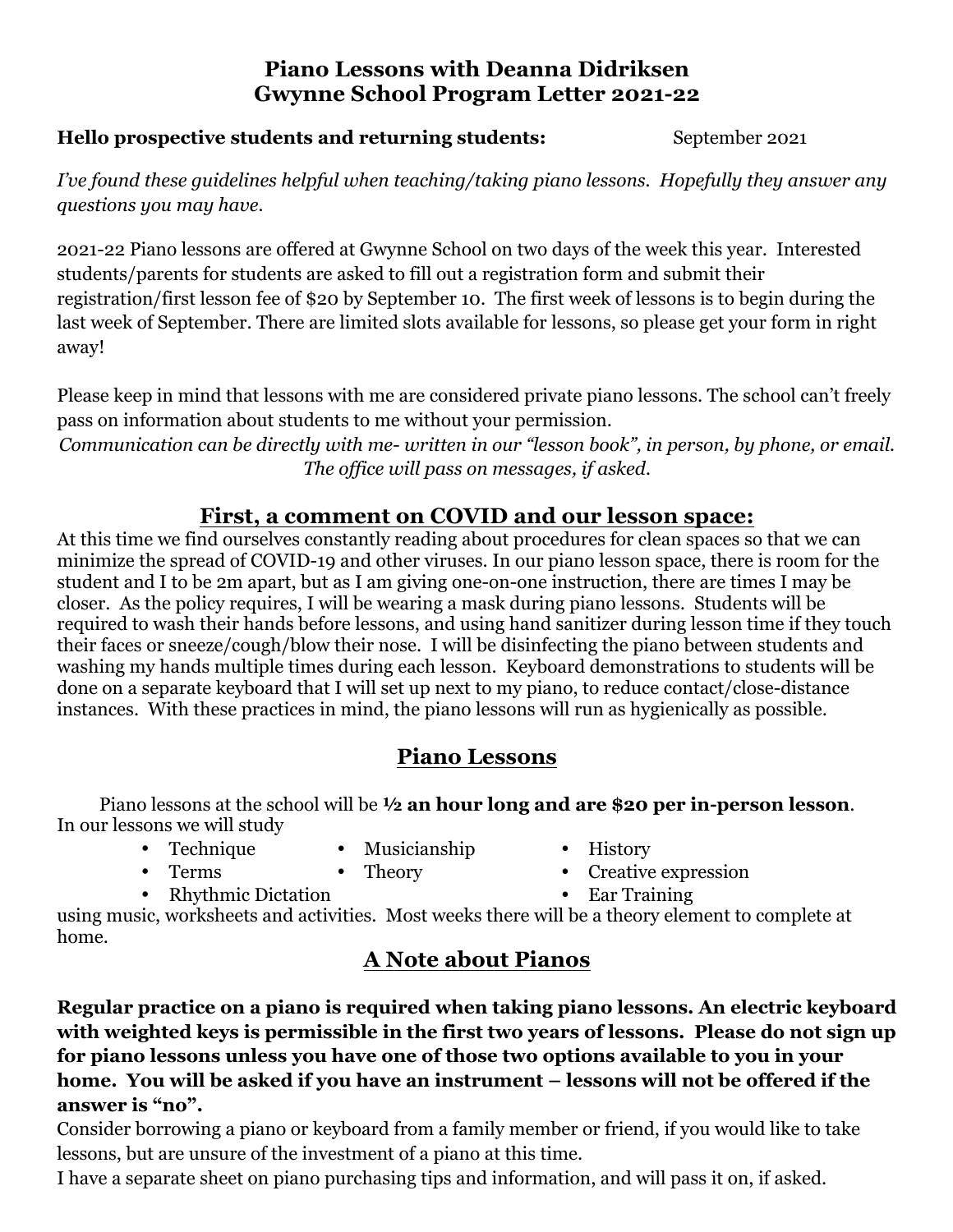# Piano Lessons with Deanna Didriksen
# Gwynne School Program Letter 2021-22

**Hello prospective students and returning students:** September 2021

*I've found these guidelines helpful when teaching/taking piano lessons. Hopefully they answer any questions you may have.*

2021-22 Piano lessons are offered at Gwynne School on two days of the week this year. Interested students/parents for students are asked to fill out a registration form and submit their registration/first lesson fee of $20 by September 10. The first week of lessons is to begin during the last week of September. There are limited slots available for lessons, so please get your form in right away!

Please keep in mind that lessons with me are considered private piano lessons. The school can't freely pass on information about students to me without your permission.

*Communication can be directly with me- written in our "lesson book", in person, by phone, or email. The office will pass on messages, if asked.*

## First, a comment on COVID and our lesson space:

At this time we find ourselves constantly reading about procedures for clean spaces so that we can minimize the spread of COVID-19 and other viruses. In our piano lesson space, there is room for the student and I to be 2m apart, but as I am giving one-on-one instruction, there are times I may be closer. As the policy requires, I will be wearing a mask during piano lessons. Students will be required to wash their hands before lessons, and using hand sanitizer during lesson time if they touch their faces or sneeze/cough/blow their nose. I will be disinfecting the piano between students and washing my hands multiple times during each lesson. Keyboard demonstrations to students will be done on a separate keyboard that I will set up next to my piano, to reduce contact/close-distance instances. With these practices in mind, the piano lessons will run as hygienically as possible.

## Piano Lessons

Piano lessons at the school will be **½ an hour long and are $20 per in-person lesson**. In our lessons we will study

- Technique
- Terms
- Rhythmic Dictation
- Musicianship
- Theory
- History
- Creative expression
- Ear Training

using music, worksheets and activities. Most weeks there will be a theory element to complete at home.

## A Note about Pianos

**Regular practice on a piano is required when taking piano lessons. An electric keyboard with weighted keys is permissible in the first two years of lessons. Please do not sign up for piano lessons unless you have one of those two options available to you in your home. You will be asked if you have an instrument – lessons will not be offered if the answer is "no".**

Consider borrowing a piano or keyboard from a family member or friend, if you would like to take lessons, but are unsure of the investment of a piano at this time.

I have a separate sheet on piano purchasing tips and information, and will pass it on, if asked.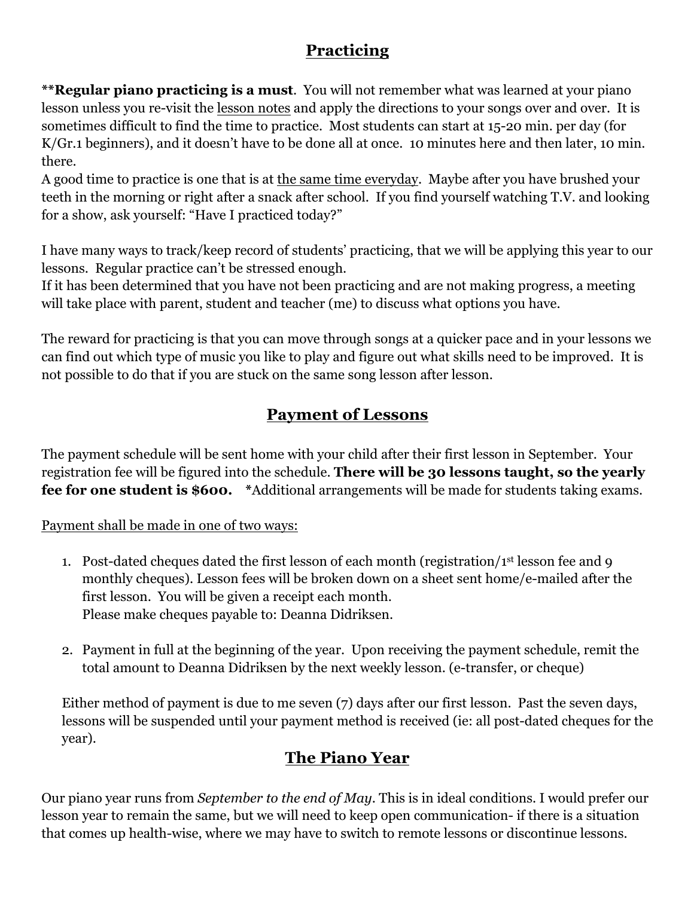## Practicing

**Regular piano practicing is a must**. You will not remember what was learned at your piano lesson unless you re-visit the lesson notes and apply the directions to your songs over and over. It is sometimes difficult to find the time to practice. Most students can start at 15-20 min. per day (for K/Gr.1 beginners), and it doesn't have to be done all at once. 10 minutes here and then later, 10 min. there.

A good time to practice is one that is at the same time everyday. Maybe after you have brushed your teeth in the morning or right after a snack after school. If you find yourself watching T.V. and looking for a show, ask yourself: "Have I practiced today?"

I have many ways to track/keep record of students' practicing, that we will be applying this year to our lessons. Regular practice can't be stressed enough.

If it has been determined that you have not been practicing and are not making progress, a meeting will take place with parent, student and teacher (me) to discuss what options you have.

The reward for practicing is that you can move through songs at a quicker pace and in your lessons we can find out which type of music you like to play and figure out what skills need to be improved. It is not possible to do that if you are stuck on the same song lesson after lesson.

## Payment of Lessons

The payment schedule will be sent home with your child after their first lesson in September. Your registration fee will be figured into the schedule. **There will be 30 lessons taught, so the yearly fee for one student is $600.** *Additional arrangements will be made for students taking exams.

Payment shall be made in one of two ways:

1. Post-dated cheques dated the first lesson of each month (registration/1st lesson fee and 9 monthly cheques). Lesson fees will be broken down on a sheet sent home/e-mailed after the first lesson. You will be given a receipt each month.
   Please make cheques payable to: Deanna Didriksen.

2. Payment in full at the beginning of the year. Upon receiving the payment schedule, remit the total amount to Deanna Didriksen by the next weekly lesson. (e-transfer, or cheque)

Either method of payment is due to me seven (7) days after our first lesson. Past the seven days, lessons will be suspended until your payment method is received (ie: all post-dated cheques for the year).

## The Piano Year

Our piano year runs from *September to the end of May*. This is in ideal conditions. I would prefer our lesson year to remain the same, but we will need to keep open communication- if there is a situation that comes up health-wise, where we may have to switch to remote lessons or discontinue lessons.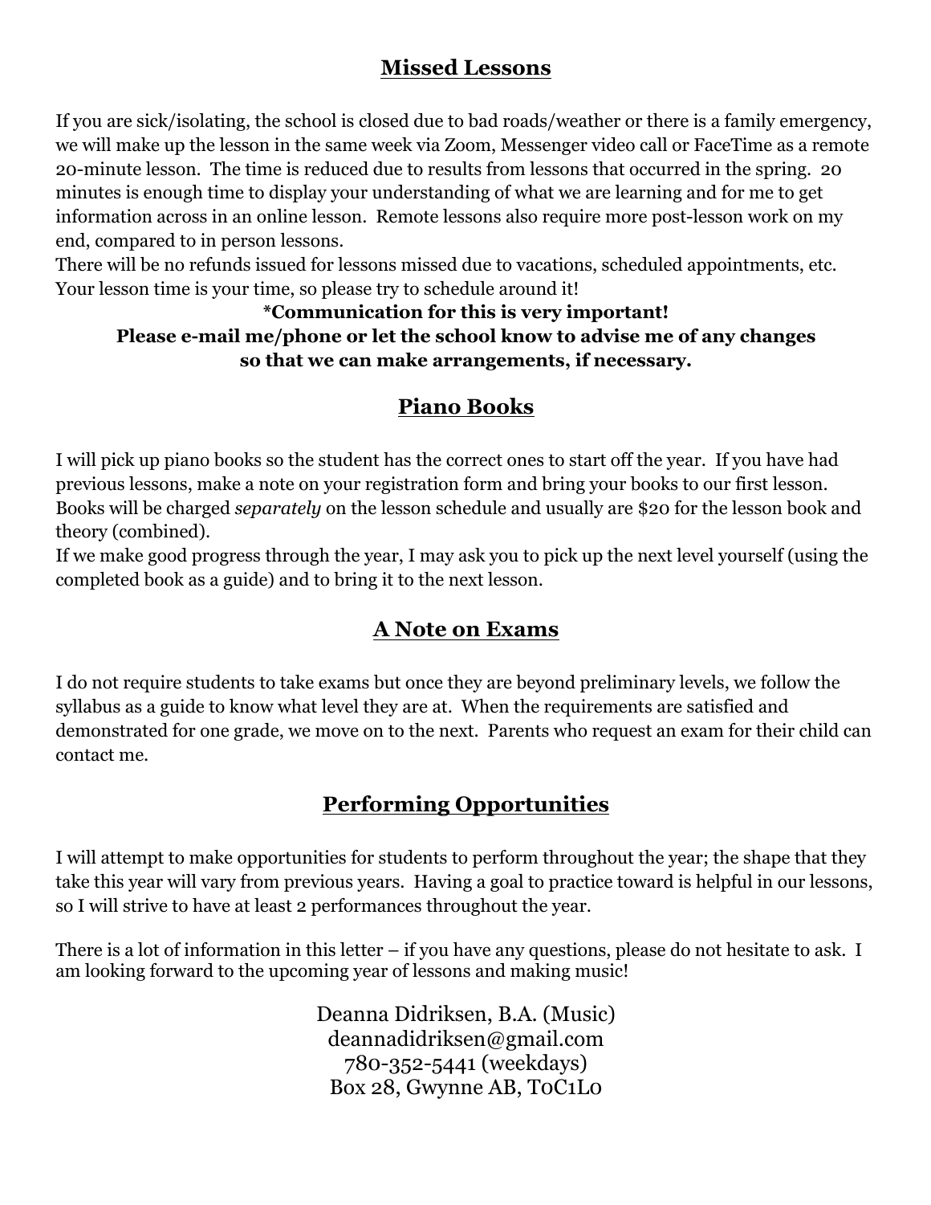## Missed Lessons

If you are sick/isolating, the school is closed due to bad roads/weather or there is a family emergency, we will make up the lesson in the same week via Zoom, Messenger video call or FaceTime as a remote 20-minute lesson. The time is reduced due to results from lessons that occurred in the spring. 20 minutes is enough time to display your understanding of what we are learning and for me to get information across in an online lesson. Remote lessons also require more post-lesson work on my end, compared to in person lessons.
There will be no refunds issued for lessons missed due to vacations, scheduled appointments, etc. Your lesson time is your time, so please try to schedule around it!

**\*Communication for this is very important!**
**Please e-mail me/phone or let the school know to advise me of any changes so that we can make arrangements, if necessary.**

## Piano Books

I will pick up piano books so the student has the correct ones to start off the year. If you have had previous lessons, make a note on your registration form and bring your books to our first lesson. Books will be charged *separately* on the lesson schedule and usually are $20 for the lesson book and theory (combined).
If we make good progress through the year, I may ask you to pick up the next level yourself (using the completed book as a guide) and to bring it to the next lesson.

## A Note on Exams

I do not require students to take exams but once they are beyond preliminary levels, we follow the syllabus as a guide to know what level they are at. When the requirements are satisfied and demonstrated for one grade, we move on to the next. Parents who request an exam for their child can contact me.

## Performing Opportunities

I will attempt to make opportunities for students to perform throughout the year; the shape that they take this year will vary from previous years. Having a goal to practice toward is helpful in our lessons, so I will strive to have at least 2 performances throughout the year.

There is a lot of information in this letter – if you have any questions, please do not hesitate to ask. I am looking forward to the upcoming year of lessons and making music!

Deanna Didriksen, B.A. (Music)
deannadidriksen@gmail.com
780-352-5441 (weekdays)
Box 28, Gwynne AB, T0C1L0